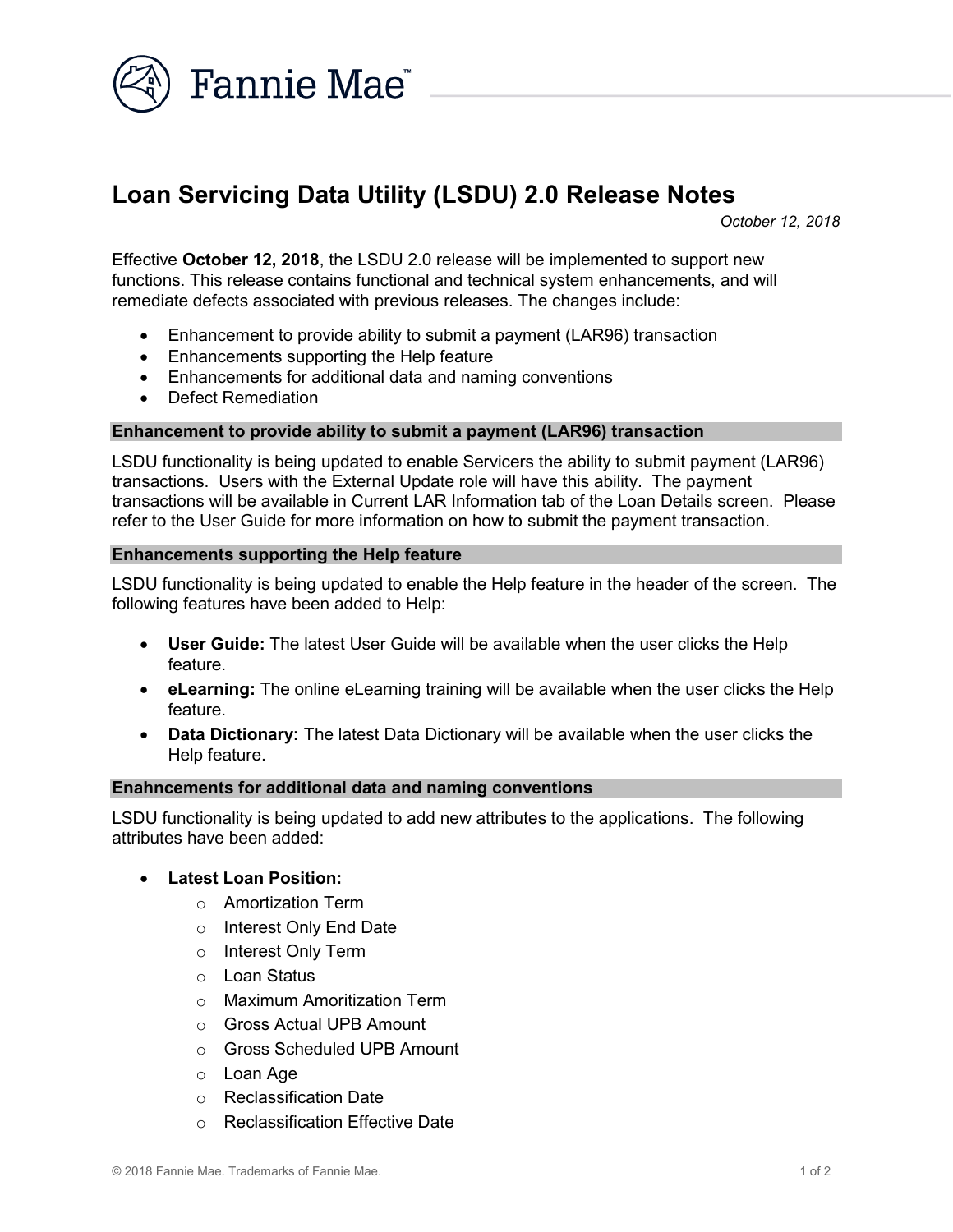# Loan Servicing Data Utility (LSDU) 2.0 Release Notes

*October 12, 2018*

Effective **October 12, 2018**, the LSDU 2.0 release will be implemented to support new functions. This release contains functional and technical system enhancements, and will remediate defects associated with previous releases. The changes include:

- Enhancement to provide ability to submit a payment (LAR96) transaction
- Enhancements supporting the Help feature
- Enhancements for additional data and naming conventions
- Defect Remediation

## Enhancement to provide ability to submit a payment (LAR96) transaction

LSDU functionality is being updated to enable Servicers the ability to submit payment (LAR96) transactions. Users with the External Update role will have this ability. The payment transactions will be available in Current LAR Information tab of the Loan Details screen. Please refer to the User Guide for more information on how to submit the payment transaction.

## Enhancements supporting the Help feature

LSDU functionality is being updated to enable the Help feature in the header of the screen. The following features have been added to Help:

- **User Guide:** The latest User Guide will be available when the user clicks the Help feature.
- **eLearning:** The online eLearning training will be available when the user clicks the Help feature.
- **Data Dictionary:** The latest Data Dictionary will be available when the user clicks the Help feature.

## Enahncements for additional data and naming conventions

LSDU functionality is being updated to add new attributes to the applications. The following attributes have been added:

- **Latest Loan Position:**
    - Amortization Term
    - Interest Only End Date
    - Interest Only Term
    - Loan Status
    - Maximum Amoritization Term
    - Gross Actual UPB Amount
    - Gross Scheduled UPB Amount
    - Loan Age
    - Reclassification Date
    - Reclassification Effective Date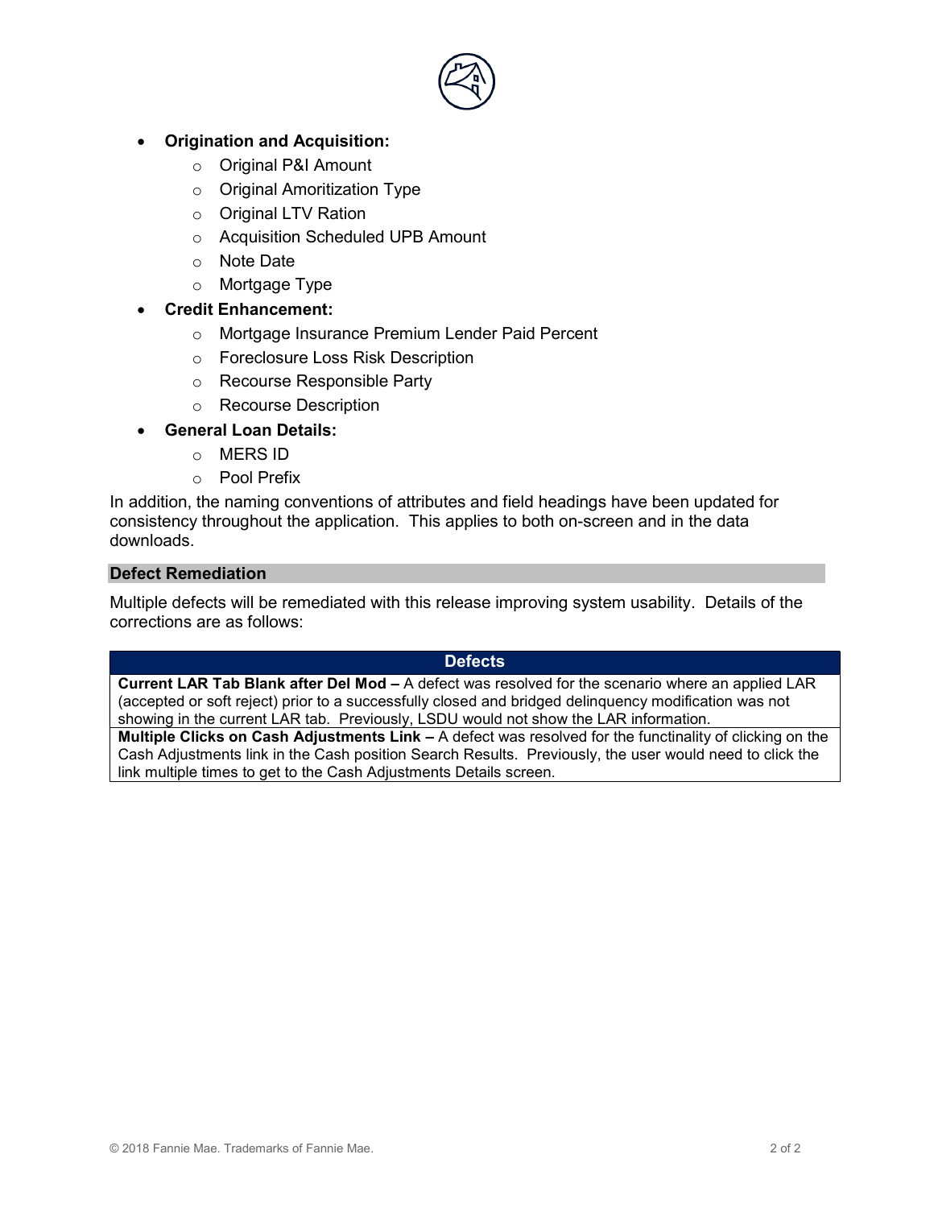- **Origination and Acquisition:**
    - Original P&I Amount
    - Original Amoritization Type
    - Original LTV Ration
    - Acquisition Scheduled UPB Amount
    - Note Date
    - Mortgage Type
- **Credit Enhancement:**
    - Mortgage Insurance Premium Lender Paid Percent
    - Foreclosure Loss Risk Description
    - Recourse Responsible Party
    - Recourse Description
- **General Loan Details:**
    - MERS ID
    - Pool Prefix

In addition, the naming conventions of attributes and field headings have been updated for consistency throughout the application. This applies to both on-screen and in the data downloads.

## Defect Remediation

Multiple defects will be remediated with this release improving system usability. Details of the corrections are as follows:

| Defects |
|---|
| **Current LAR Tab Blank after Del Mod –** A defect was resolved for the scenario where an applied LAR (accepted or soft reject) prior to a successfully closed and bridged delinquency modification was not showing in the current LAR tab. Previously, LSDU would not show the LAR information. |
| **Multiple Clicks on Cash Adjustments Link –** A defect was resolved for the functionality of clicking on the Cash Adjustments link in the Cash position Search Results. Previously, the user would need to click the link multiple times to get to the Cash Adjustments Details screen. |

© 2018 Fannie Mae. Trademarks of Fannie Mae.